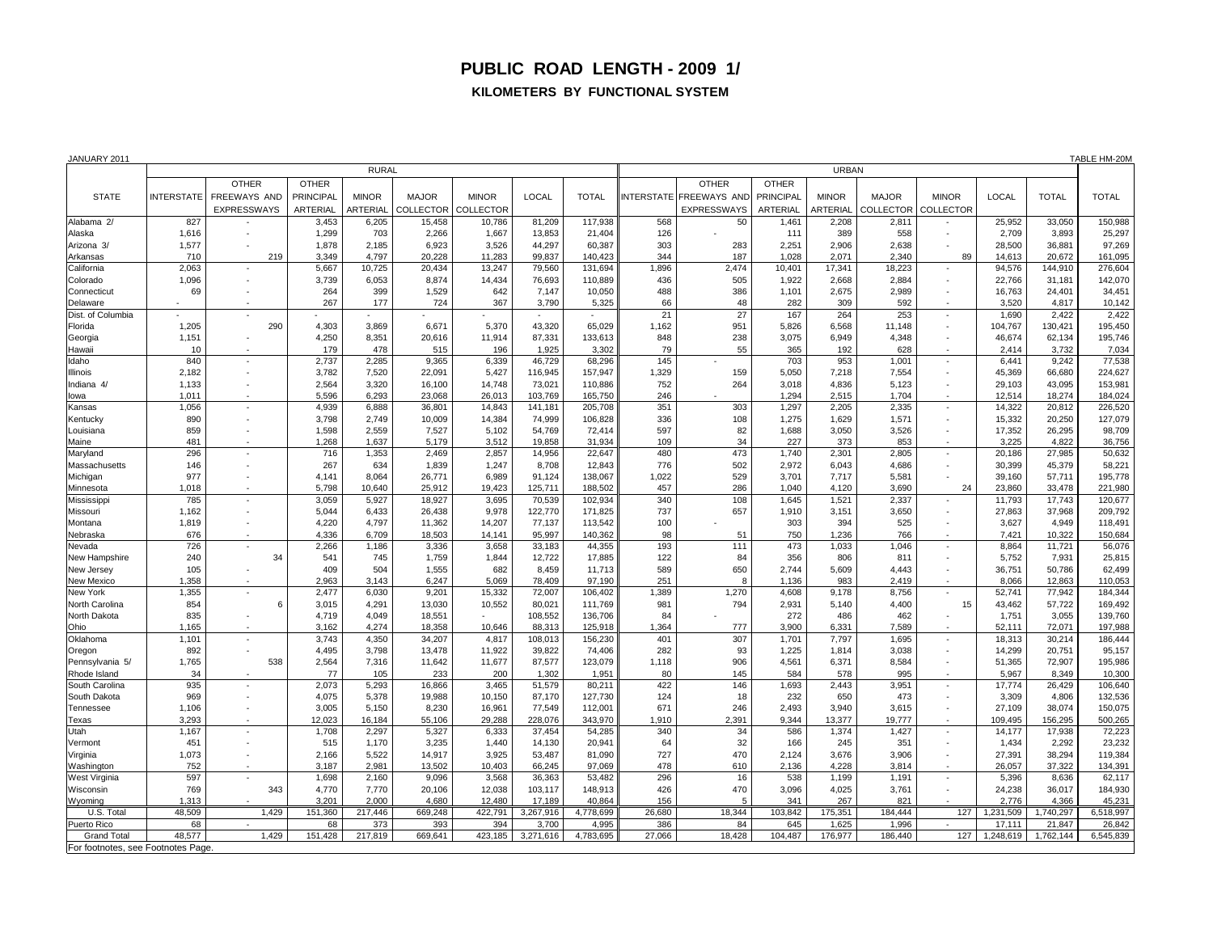# PUBLIC ROAD LENGTH - 2009 1/

## KILOMETERS BY FUNCTIONAL SYSTEM

JANUARY 2011 TABLE HM-20M

| STATE | RURAL | | | | | | | | URBAN | | | | | | | | TOTAL |
|---|---|---|---|---|---|---|---|---|---|---|---|---|---|---|---|---|---|
| | INTERSTATE | OTHER FREEWAYS AND EXPRESSWAYS | OTHER PRINCIPAL ARTERIAL | MINOR ARTERIAL | MAJOR COLLECTOR | MINOR COLLECTOR | LOCAL | TOTAL | INTERSTATE | OTHER FREEWAYS AND EXPRESSWAYS | OTHER PRINCIPAL ARTERIAL | MINOR ARTERIAL | MAJOR COLLECTOR | MINOR COLLECTOR | LOCAL | TOTAL | |
| Alabama 2/ | 827 | - | 3,453 | 6,205 | 15,458 | 10,786 | 81,209 | 117,938 | 568 | 50 | 1,461 | 2,208 | 2,811 | - | 25,952 | 33,050 | 150,988 |
| Alaska | 1,616 | - | 1,299 | 703 | 2,266 | 1,667 | 13,853 | 21,404 | 126 | - | 111 | 389 | 558 | - | 2,709 | 3,893 | 25,297 |
| Arizona 3/ | 1,577 | - | 1,878 | 2,185 | 6,923 | 3,526 | 44,297 | 60,387 | 303 | 283 | 2,251 | 2,906 | 2,638 | - | 28,500 | 36,881 | 97,269 |
| Arkansas | 710 | 219 | 3,349 | 4,797 | 20,228 | 11,283 | 99,837 | 140,423 | 344 | 187 | 1,028 | 2,071 | 2,340 | 89 | 14,613 | 20,672 | 161,095 |
| California | 2,063 | - | 5,667 | 10,725 | 20,434 | 13,247 | 79,560 | 131,694 | 1,896 | 2,474 | 10,401 | 17,341 | 18,223 | - | 94,576 | 144,910 | 276,604 |
| Colorado | 1,096 | - | 3,739 | 6,053 | 8,874 | 14,434 | 76,693 | 110,889 | 436 | 505 | 1,922 | 2,668 | 2,884 | - | 22,766 | 31,181 | 142,070 |
| Connecticut | 69 | - | 264 | 399 | 1,529 | 642 | 7,147 | 10,050 | 488 | 386 | 1,101 | 2,675 | 2,989 | - | 16,763 | 24,401 | 34,451 |
| Delaware | - | - | 267 | 177 | 724 | 367 | 3,790 | 5,325 | 66 | 48 | 282 | 309 | 592 | - | 3,520 | 4,817 | 10,142 |
| Dist. of Columbia | - | - | - | - | - | - | - | - | 21 | 27 | 167 | 264 | 253 | - | 1,690 | 2,422 | 2,422 |
| Florida | 1,205 | 290 | 4,303 | 3,869 | 6,671 | 5,370 | 43,320 | 65,029 | 1,162 | 951 | 5,826 | 6,568 | 11,148 | - | 104,767 | 130,421 | 195,450 |
| Georgia | 1,151 | - | 4,250 | 8,351 | 20,616 | 11,914 | 87,331 | 133,613 | 848 | 238 | 3,075 | 6,949 | 4,348 | - | 46,674 | 62,134 | 195,746 |
| Hawaii | 10 | - | 179 | 478 | 515 | 196 | 1,925 | 3,302 | 79 | 55 | 365 | 192 | 628 | - | 2,414 | 3,732 | 7,034 |
| Idaho | 840 | - | 2,737 | 2,285 | 9,365 | 6,339 | 46,729 | 68,296 | 145 | - | 703 | 953 | 1,001 | - | 6,441 | 9,242 | 77,538 |
| Illinois | 2,182 | - | 3,782 | 7,520 | 22,091 | 5,427 | 116,945 | 157,947 | 1,329 | 159 | 5,050 | 7,218 | 7,554 | - | 45,369 | 66,680 | 224,627 |
| Indiana 4/ | 1,133 | - | 2,564 | 3,320 | 16,100 | 14,748 | 73,021 | 110,886 | 752 | 264 | 3,018 | 4,836 | 5,123 | - | 29,103 | 43,095 | 153,981 |
| Iowa | 1,011 | - | 5,596 | 6,293 | 23,068 | 26,013 | 103,769 | 165,750 | 246 | - | 1,294 | 2,515 | 1,704 | - | 12,514 | 18,274 | 184,024 |
| Kansas | 1,056 | - | 4,939 | 6,888 | 36,801 | 14,843 | 141,181 | 205,708 | 351 | 303 | 1,297 | 2,205 | 2,335 | - | 14,322 | 20,812 | 226,520 |
| Kentucky | 890 | - | 3,798 | 2,749 | 10,009 | 14,384 | 74,999 | 106,828 | 336 | 108 | 1,275 | 1,629 | 1,571 | - | 15,332 | 20,250 | 127,079 |
| Louisiana | 859 | - | 1,598 | 2,559 | 7,527 | 5,102 | 54,769 | 72,414 | 597 | 82 | 1,688 | 3,050 | 3,526 | - | 17,352 | 26,295 | 98,709 |
| Maine | 481 | - | 1,268 | 1,637 | 5,179 | 3,512 | 19,858 | 31,934 | 109 | 34 | 227 | 373 | 853 | - | 3,225 | 4,822 | 36,756 |
| Maryland | 296 | - | 716 | 1,353 | 2,469 | 2,857 | 14,956 | 22,647 | 480 | 473 | 1,740 | 2,301 | 2,805 | - | 20,186 | 27,985 | 50,632 |
| Massachusetts | 146 | - | 267 | 634 | 1,839 | 1,247 | 8,708 | 12,843 | 776 | 502 | 2,972 | 6,043 | 4,686 | - | 30,399 | 45,379 | 58,221 |
| Michigan | 977 | - | 4,141 | 8,064 | 26,771 | 6,989 | 91,124 | 138,067 | 1,022 | 529 | 3,701 | 7,717 | 5,581 | - | 39,160 | 57,711 | 195,778 |
| Minnesota | 1,018 | - | 5,798 | 10,640 | 25,912 | 19,423 | 125,711 | 188,502 | 457 | 286 | 1,040 | 4,120 | 3,690 | 24 | 23,860 | 33,478 | 221,980 |
| Mississippi | 785 | - | 3,059 | 5,927 | 18,927 | 3,695 | 70,539 | 102,934 | 340 | 108 | 1,645 | 1,521 | 2,337 | - | 11,793 | 17,743 | 120,677 |
| Missouri | 1,162 | - | 5,044 | 6,433 | 26,438 | 9,978 | 122,770 | 171,825 | 737 | 657 | 1,910 | 3,151 | 3,650 | - | 27,863 | 37,968 | 209,792 |
| Montana | 1,819 | - | 4,220 | 4,797 | 11,362 | 14,207 | 77,137 | 113,542 | 100 | - | 303 | 394 | 525 | - | 3,627 | 4,949 | 118,491 |
| Nebraska | 676 | - | 4,336 | 6,709 | 18,503 | 14,141 | 95,997 | 140,362 | 98 | 51 | 750 | 1,236 | 766 | - | 7,421 | 10,322 | 150,684 |
| Nevada | 726 | - | 2,266 | 1,186 | 3,336 | 3,658 | 33,183 | 44,355 | 193 | 111 | 473 | 1,033 | 1,046 | - | 8,864 | 11,721 | 56,076 |
| New Hampshire | 240 | 34 | 541 | 745 | 1,759 | 1,844 | 12,722 | 17,885 | 122 | 84 | 356 | 806 | 811 | - | 5,752 | 7,931 | 25,815 |
| New Jersey | 105 | - | 409 | 504 | 1,555 | 682 | 8,459 | 11,713 | 589 | 650 | 2,744 | 5,609 | 4,443 | - | 36,751 | 50,786 | 62,499 |
| New Mexico | 1,358 | - | 2,963 | 3,143 | 6,247 | 5,069 | 78,409 | 97,190 | 251 | 8 | 1,136 | 983 | 2,419 | - | 8,066 | 12,863 | 110,053 |
| New York | 1,355 | - | 2,477 | 6,030 | 9,201 | 15,332 | 72,007 | 106,402 | 1,389 | 1,270 | 4,608 | 9,178 | 8,756 | - | 52,741 | 77,942 | 184,344 |
| North Carolina | 854 | 6 | 3,015 | 4,291 | 13,030 | 10,552 | 80,021 | 111,769 | 981 | 794 | 2,931 | 5,140 | 4,400 | 15 | 43,462 | 57,722 | 169,492 |
| North Dakota | 835 | - | 4,719 | 4,049 | 18,551 | - | 108,552 | 136,706 | 84 | - | 272 | 486 | 462 | - | 1,751 | 3,055 | 139,760 |
| Ohio | 1,165 | - | 3,162 | 4,274 | 18,358 | 10,646 | 88,313 | 125,918 | 1,364 | 777 | 3,900 | 6,331 | 7,589 | - | 52,111 | 72,071 | 197,988 |
| Oklahoma | 1,101 | - | 3,743 | 4,350 | 34,207 | 4,817 | 108,013 | 156,230 | 401 | 307 | 1,701 | 7,797 | 1,695 | - | 18,313 | 30,214 | 186,444 |
| Oregon | 892 | - | 4,495 | 3,798 | 13,478 | 11,922 | 39,822 | 74,406 | 282 | 93 | 1,225 | 1,814 | 3,038 | - | 14,299 | 20,751 | 95,157 |
| Pennsylvania 5/ | 1,765 | 538 | 2,564 | 7,316 | 11,642 | 11,677 | 87,577 | 123,079 | 1,118 | 906 | 4,561 | 6,371 | 8,584 | - | 51,365 | 72,907 | 195,986 |
| Rhode Island | 34 | - | 77 | 105 | 233 | 200 | 1,302 | 1,951 | 80 | 145 | 584 | 578 | 995 | - | 5,967 | 8,349 | 10,300 |
| South Carolina | 935 | - | 2,073 | 5,293 | 16,866 | 3,465 | 51,579 | 80,211 | 422 | 146 | 1,693 | 2,443 | 3,951 | - | 17,774 | 26,429 | 106,640 |
| South Dakota | 969 | - | 4,075 | 5,378 | 19,988 | 10,150 | 87,170 | 127,730 | 124 | 18 | 232 | 650 | 473 | - | 3,309 | 4,806 | 132,536 |
| Tennessee | 1,106 | - | 3,005 | 5,150 | 8,230 | 16,961 | 77,549 | 112,001 | 671 | 246 | 2,493 | 3,940 | 3,615 | - | 27,109 | 38,074 | 150,075 |
| Texas | 3,293 | - | 12,023 | 16,184 | 55,106 | 29,288 | 228,076 | 343,970 | 1,910 | 2,391 | 9,344 | 13,377 | 19,777 | - | 109,495 | 156,295 | 500,265 |
| Utah | 1,167 | - | 1,708 | 2,297 | 5,327 | 6,333 | 37,454 | 54,285 | 340 | 34 | 586 | 1,374 | 1,427 | - | 14,177 | 17,938 | 72,223 |
| Vermont | 451 | - | 515 | 1,170 | 3,235 | 1,440 | 14,130 | 20,941 | 64 | 32 | 166 | 245 | 351 | - | 1,434 | 2,292 | 23,232 |
| Virginia | 1,073 | - | 2,166 | 5,522 | 14,917 | 3,925 | 53,487 | 81,090 | 727 | 470 | 2,124 | 3,676 | 3,906 | - | 27,391 | 38,294 | 119,384 |
| Washington | 752 | - | 3,187 | 2,981 | 13,502 | 10,403 | 66,245 | 97,069 | 478 | 610 | 2,136 | 4,228 | 3,814 | - | 26,057 | 37,322 | 134,391 |
| West Virginia | 597 | - | 1,698 | 2,160 | 9,096 | 3,568 | 36,363 | 53,482 | 296 | 16 | 538 | 1,199 | 1,191 | - | 5,396 | 8,636 | 62,117 |
| Wisconsin | 769 | 343 | 4,770 | 7,770 | 20,106 | 12,038 | 103,117 | 148,913 | 426 | 470 | 3,096 | 4,025 | 3,761 | - | 24,238 | 36,017 | 184,930 |
| Wyoming | 1,313 | - | 3,201 | 2,000 | 4,680 | 12,480 | 17,189 | 40,864 | 156 | 5 | 341 | 267 | 821 | - | 2,776 | 4,366 | 45,231 |
| U.S. Total | 48,509 | 1,429 | 151,360 | 217,446 | 669,248 | 422,791 | 3,267,916 | 4,778,699 | 26,680 | 18,344 | 103,842 | 175,351 | 184,444 | 127 | 1,231,509 | 1,740,297 | 6,518,997 |
| Puerto Rico | 68 | - | 68 | 373 | 393 | 394 | 3,700 | 4,995 | 386 | 84 | 645 | 1,625 | 1,996 | - | 17,111 | 21,847 | 26,842 |
| Grand Total | 48,577 | 1,429 | 151,428 | 217,819 | 669,641 | 423,185 | 3,271,616 | 4,783,695 | 27,066 | 18,428 | 104,487 | 176,977 | 186,440 | 127 | 1,248,619 | 1,762,144 | 6,545,839 |

For footnotes, see Footnotes Page.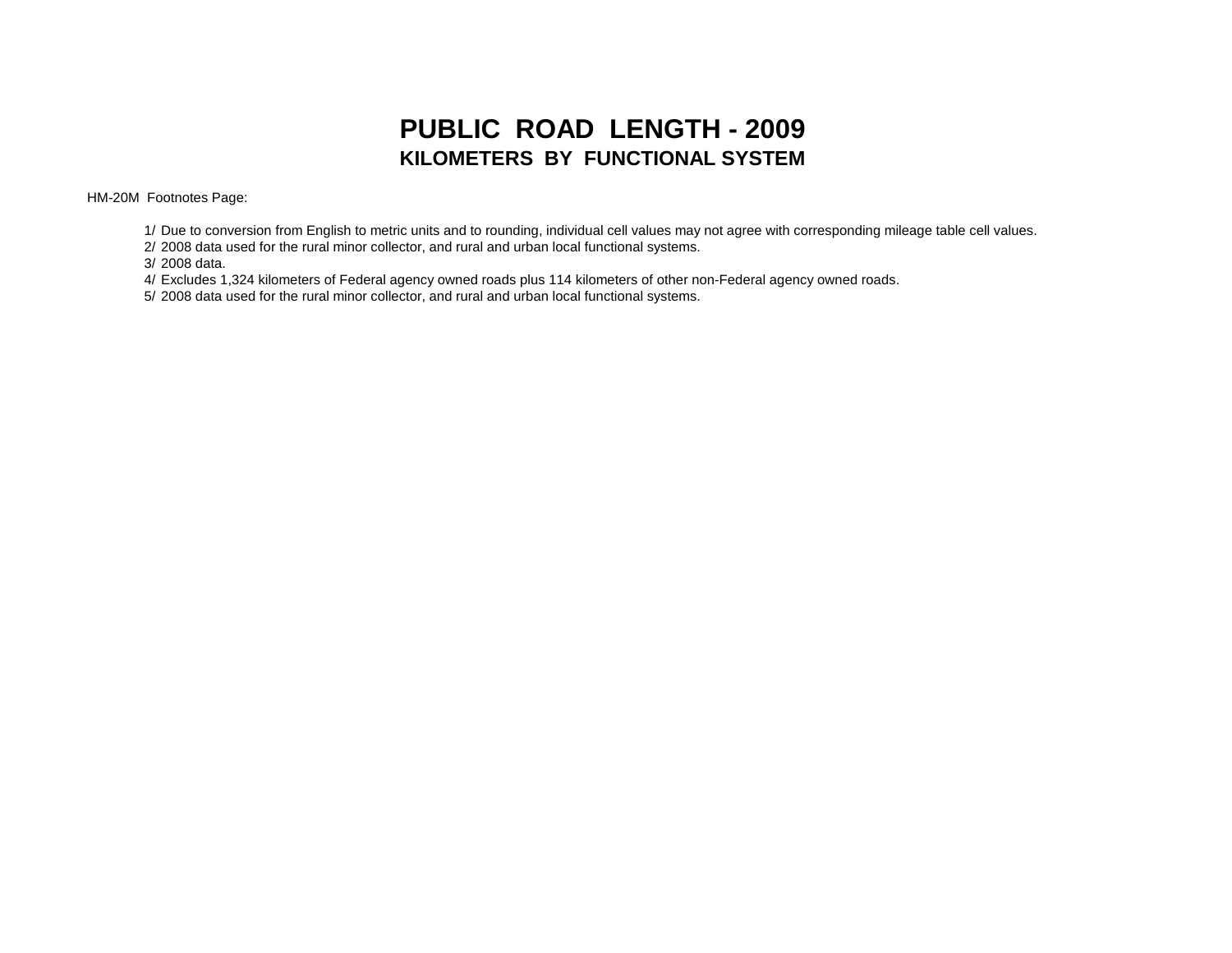# PUBLIC ROAD LENGTH - 2009

## KILOMETERS BY FUNCTIONAL SYSTEM

HM-20M Footnotes Page:

1/ Due to conversion from English to metric units and to rounding, individual cell values may not agree with corresponding mileage table cell values.
2/ 2008 data used for the rural minor collector, and rural and urban local functional systems.
3/ 2008 data.
4/ Excludes 1,324 kilometers of Federal agency owned roads plus 114 kilometers of other non-Federal agency owned roads.
5/ 2008 data used for the rural minor collector, and rural and urban local functional systems.